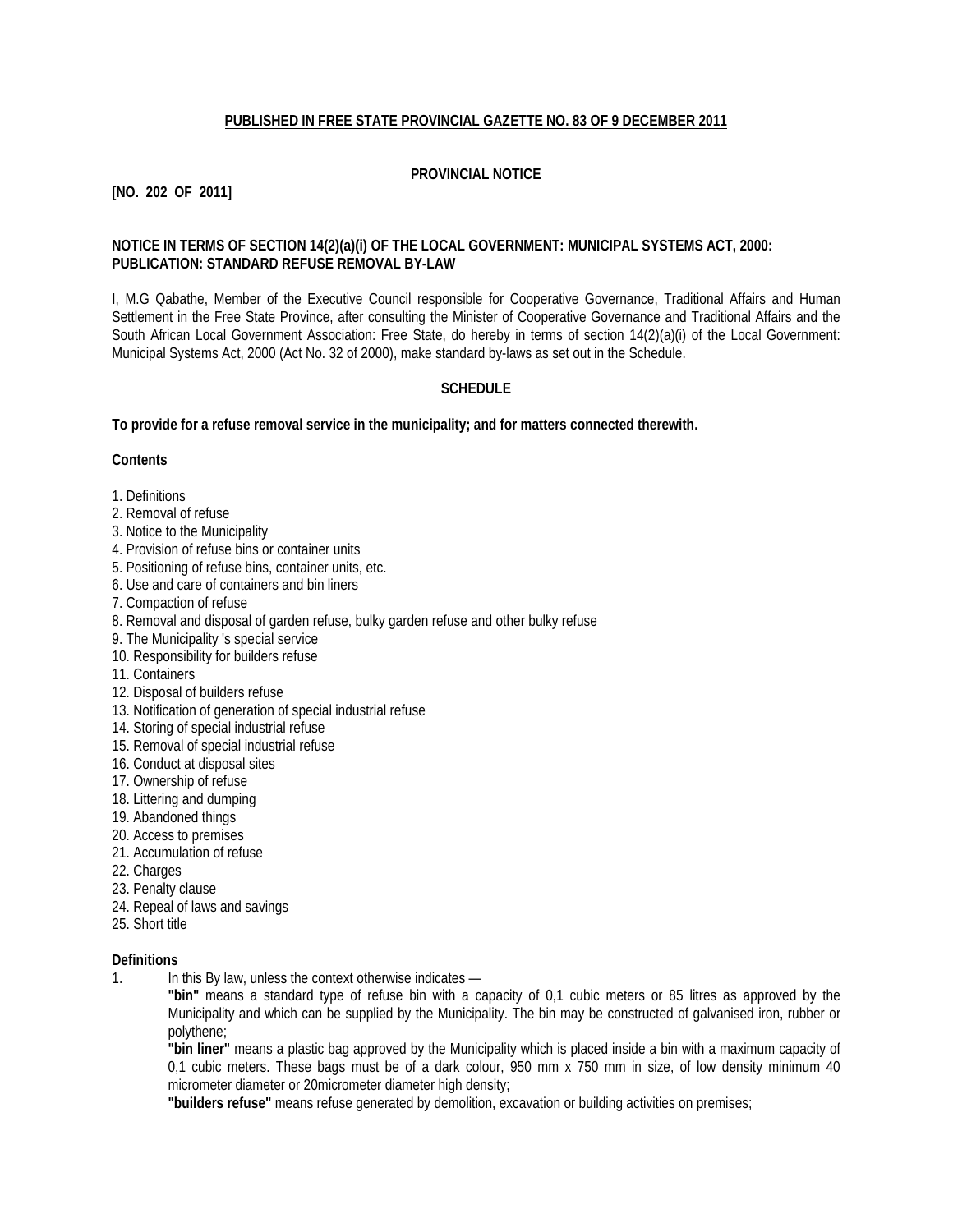**PUBLISHED IN FREE STATE PROVINCIAL GAZETTE NO. 83 OF 9 DECEMBER 2011**

**PROVINCIAL NOTICE**

**[NO. 202 OF 2011]**

**NOTICE IN TERMS OF SECTION 14(2)(a)(i) OF THE LOCAL GOVERNMENT: MUNICIPAL SYSTEMS ACT, 2000: PUBLICATION: STANDARD REFUSE REMOVAL BY-LAW**

I, M.G Qabathe, Member of the Executive Council responsible for Cooperative Governance, Traditional Affairs and Human Settlement in the Free State Province, after consulting the Minister of Cooperative Governance and Traditional Affairs and the South African Local Government Association: Free State, do hereby in terms of section 14(2)(a)(i) of the Local Government: Municipal Systems Act, 2000 (Act No. 32 of 2000), make standard by-laws as set out in the Schedule.

**SCHEDULE**

**To provide for a refuse removal service in the municipality; and for matters connected therewith.**

**Contents**

1. Definitions
2. Removal of refuse
3. Notice to the Municipality
4. Provision of refuse bins or container units
5. Positioning of refuse bins, container units, etc.
6. Use and care of containers and bin liners
7. Compaction of refuse
8. Removal and disposal of garden refuse, bulky garden refuse and other bulky refuse
9. The Municipality 's special service
10. Responsibility for builders refuse
11. Containers
12. Disposal of builders refuse
13. Notification of generation of special industrial refuse
14. Storing of special industrial refuse
15. Removal of special industrial refuse
16. Conduct at disposal sites
17. Ownership of refuse
18. Littering and dumping
19. Abandoned things
20. Access to premises
21. Accumulation of refuse
22. Charges
23. Penalty clause
24. Repeal of laws and savings
25. Short title

**Definitions**

1. In this By law, unless the context otherwise indicates —

**"bin"** means a standard type of refuse bin with a capacity of 0,1 cubic meters or 85 litres as approved by the Municipality and which can be supplied by the Municipality. The bin may be constructed of galvanised iron, rubber or polythene;

**"bin liner"** means a plastic bag approved by the Municipality which is placed inside a bin with a maximum capacity of 0,1 cubic meters. These bags must be of a dark colour, 950 mm x 750 mm in size, of low density minimum 40 micrometer diameter or 20micrometer diameter high density;

**"builders refuse"** means refuse generated by demolition, excavation or building activities on premises;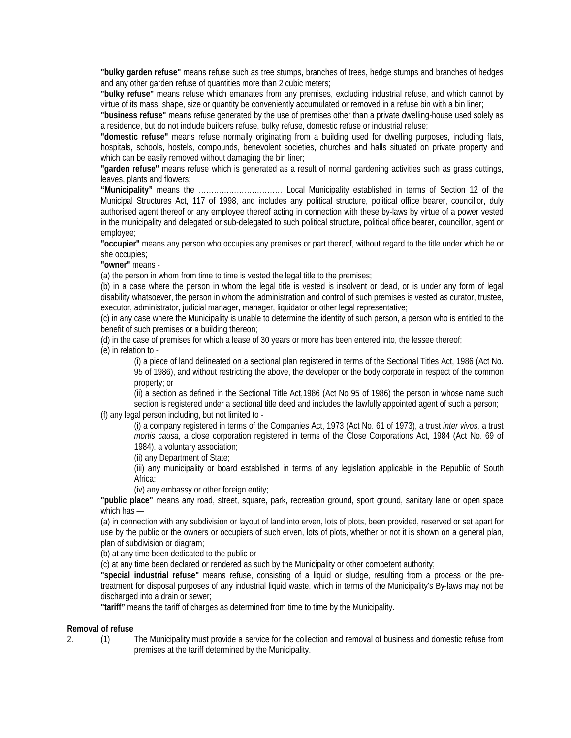**"bulky garden refuse"** means refuse such as tree stumps, branches of trees, hedge stumps and branches of hedges and any other garden refuse of quantities more than 2 cubic meters;

**"bulky refuse"** means refuse which emanates from any premises, excluding industrial refuse, and which cannot by virtue of its mass, shape, size or quantity be conveniently accumulated or removed in a refuse bin with a bin liner;

**"business refuse"** means refuse generated by the use of premises other than a private dwelling-house used solely as a residence, but do not include builders refuse, bulky refuse, domestic refuse or industrial refuse;

**"domestic refuse"** means refuse normally originating from a building used for dwelling purposes, including flats, hospitals, schools, hostels, compounds, benevolent societies, churches and halls situated on private property and which can be easily removed without damaging the bin liner;

**"garden refuse"** means refuse which is generated as a result of normal gardening activities such as grass cuttings, leaves, plants and flowers;

**"Municipality"** means the …………………………… Local Municipality established in terms of Section 12 of the Municipal Structures Act, 117 of 1998, and includes any political structure, political office bearer, councillor, duly authorised agent thereof or any employee thereof acting in connection with these by-laws by virtue of a power vested in the municipality and delegated or sub-delegated to such political structure, political office bearer, councillor, agent or employee;

**"occupier"** means any person who occupies any premises or part thereof, without regard to the title under which he or she occupies;

**"owner"** means -

(a) the person in whom from time to time is vested the legal title to the premises;

(b) in a case where the person in whom the legal title is vested is insolvent or dead, or is under any form of legal disability whatsoever, the person in whom the administration and control of such premises is vested as curator, trustee, executor, administrator, judicial manager, manager, liquidator or other legal representative;

(c) in any case where the Municipality is unable to determine the identity of such person, a person who is entitled to the benefit of such premises or a building thereon;

(d) in the case of premises for which a lease of 30 years or more has been entered into, the lessee thereof;

(e) in relation to -

(i) a piece of land delineated on a sectional plan registered in terms of the Sectional Titles Act, 1986 (Act No. 95 of 1986), and without restricting the above, the developer or the body corporate in respect of the common property; or

(ii) a section as defined in the Sectional Title Act,1986 (Act No 95 of 1986) the person in whose name such section is registered under a sectional title deed and includes the lawfully appointed agent of such a person;

(f) any legal person including, but not limited to -

(i) a company registered in terms of the Companies Act, 1973 (Act No. 61 of 1973), a trust *inter vivos,* a trust *mortis causa,* a close corporation registered in terms of the Close Corporations Act, 1984 (Act No. 69 of 1984), a voluntary association;

(ii) any Department of State;

(iii) any municipality or board established in terms of any legislation applicable in the Republic of South Africa;

(iv) any embassy or other foreign entity;

**"public place"** means any road, street, square, park, recreation ground, sport ground, sanitary lane or open space which has —

(a) in connection with any subdivision or layout of land into erven, lots of plots, been provided, reserved or set apart for use by the public or the owners or occupiers of such erven, lots of plots, whether or not it is shown on a general plan, plan of subdivision or diagram;

(b) at any time been dedicated to the public or

(c) at any time been declared or rendered as such by the Municipality or other competent authority;

**"special industrial refuse"** means refuse, consisting of a liquid or sludge, resulting from a process or the pre-treatment for disposal purposes of any industrial liquid waste, which in terms of the Municipality's By-laws may not be discharged into a drain or sewer;

**"tariff"** means the tariff of charges as determined from time to time by the Municipality.

**Removal of refuse**

2. (1) The Municipality must provide a service for the collection and removal of business and domestic refuse from premises at the tariff determined by the Municipality.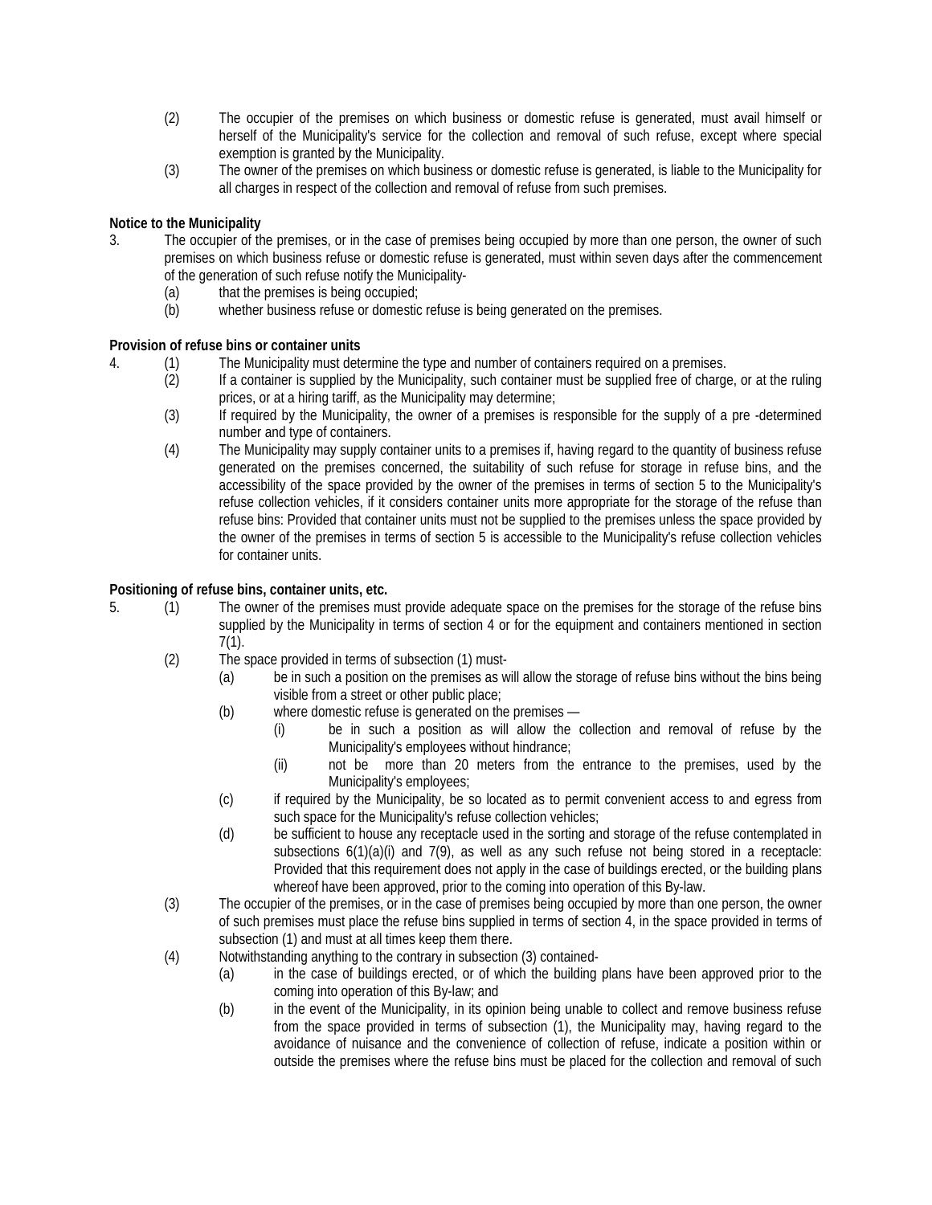(2) The occupier of the premises on which business or domestic refuse is generated, must avail himself or herself of the Municipality's service for the collection and removal of such refuse, except where special exemption is granted by the Municipality.

(3) The owner of the premises on which business or domestic refuse is generated, is liable to the Municipality for all charges in respect of the collection and removal of refuse from such premises.

**Notice to the Municipality**

3. The occupier of the premises, or in the case of premises being occupied by more than one person, the owner of such premises on which business refuse or domestic refuse is generated, must within seven days after the commencement of the generation of such refuse notify the Municipality-
   (a) that the premises is being occupied;
   (b) whether business refuse or domestic refuse is being generated on the premises.

**Provision of refuse bins or container units**

4. (1) The Municipality must determine the type and number of containers required on a premises.
   (2) If a container is supplied by the Municipality, such container must be supplied free of charge, or at the ruling prices, or at a hiring tariff, as the Municipality may determine;
   (3) If required by the Municipality, the owner of a premises is responsible for the supply of a pre -determined number and type of containers.
   (4) The Municipality may supply container units to a premises if, having regard to the quantity of business refuse generated on the premises concerned, the suitability of such refuse for storage in refuse bins, and the accessibility of the space provided by the owner of the premises in terms of section 5 to the Municipality's refuse collection vehicles, if it considers container units more appropriate for the storage of the refuse than refuse bins: Provided that container units must not be supplied to the premises unless the space provided by the owner of the premises in terms of section 5 is accessible to the Municipality's refuse collection vehicles for container units.

**Positioning of refuse bins, container units, etc.**

5. (1) The owner of the premises must provide adequate space on the premises for the storage of the refuse bins supplied by the Municipality in terms of section 4 or for the equipment and containers mentioned in section 7(1).
   (2) The space provided in terms of subsection (1) must-
      (a) be in such a position on the premises as will allow the storage of refuse bins without the bins being visible from a street or other public place;
      (b) where domestic refuse is generated on the premises —
         (i) be in such a position as will allow the collection and removal of refuse by the Municipality's employees without hindrance;
         (ii) not be more than 20 meters from the entrance to the premises, used by the Municipality's employees;
      (c) if required by the Municipality, be so located as to permit convenient access to and egress from such space for the Municipality's refuse collection vehicles;
      (d) be sufficient to house any receptacle used in the sorting and storage of the refuse contemplated in subsections 6(1)(a)(i) and 7(9), as well as any such refuse not being stored in a receptacle: Provided that this requirement does not apply in the case of buildings erected, or the building plans whereof have been approved, prior to the coming into operation of this By-law.
   (3) The occupier of the premises, or in the case of premises being occupied by more than one person, the owner of such premises must place the refuse bins supplied in terms of section 4, in the space provided in terms of subsection (1) and must at all times keep them there.
   (4) Notwithstanding anything to the contrary in subsection (3) contained-
      (a) in the case of buildings erected, or of which the building plans have been approved prior to the coming into operation of this By-law; and
      (b) in the event of the Municipality, in its opinion being unable to collect and remove business refuse from the space provided in terms of subsection (1), the Municipality may, having regard to the avoidance of nuisance and the convenience of collection of refuse, indicate a position within or outside the premises where the refuse bins must be placed for the collection and removal of such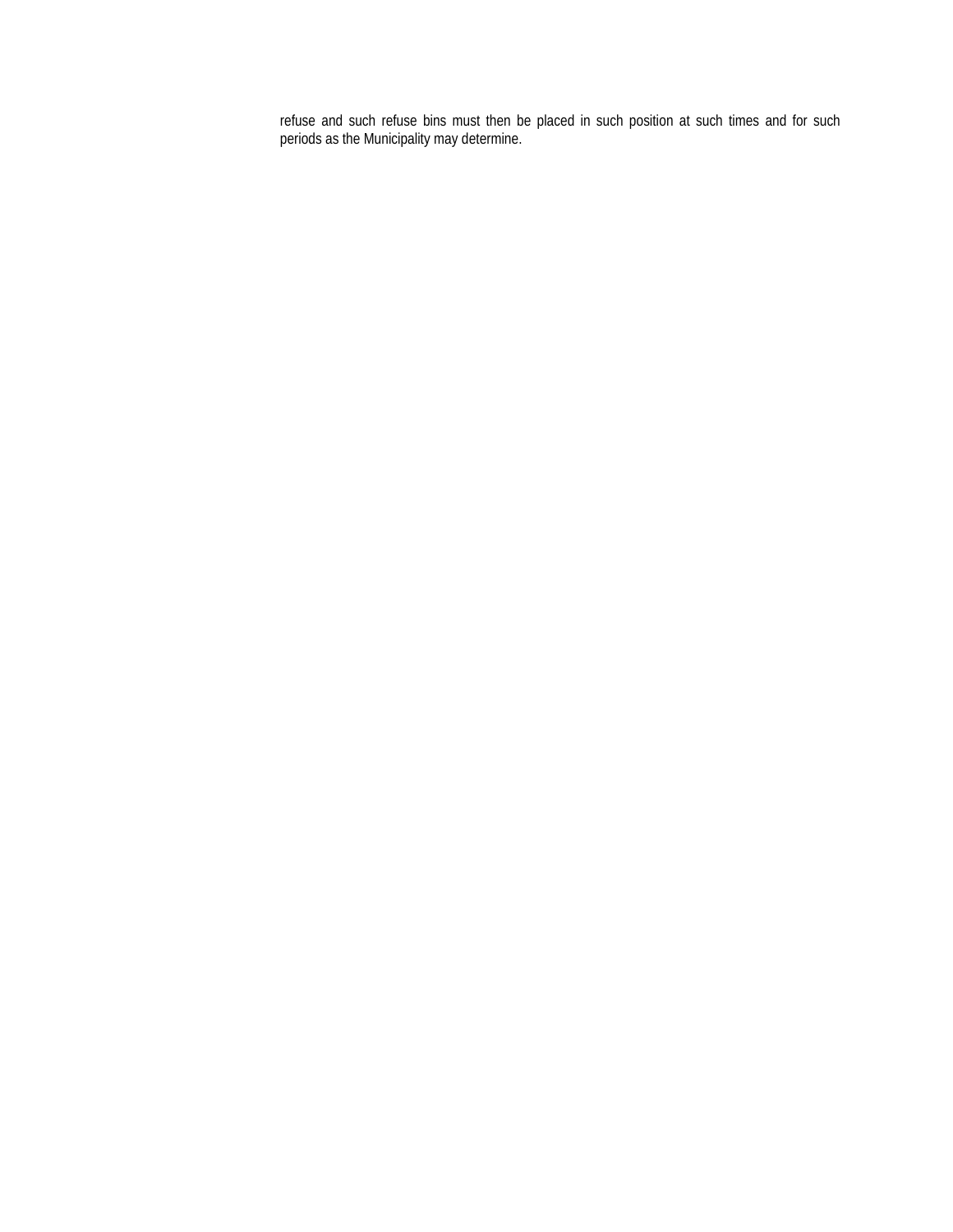refuse and such refuse bins must then be placed in such position at such times and for such periods as the Municipality may determine.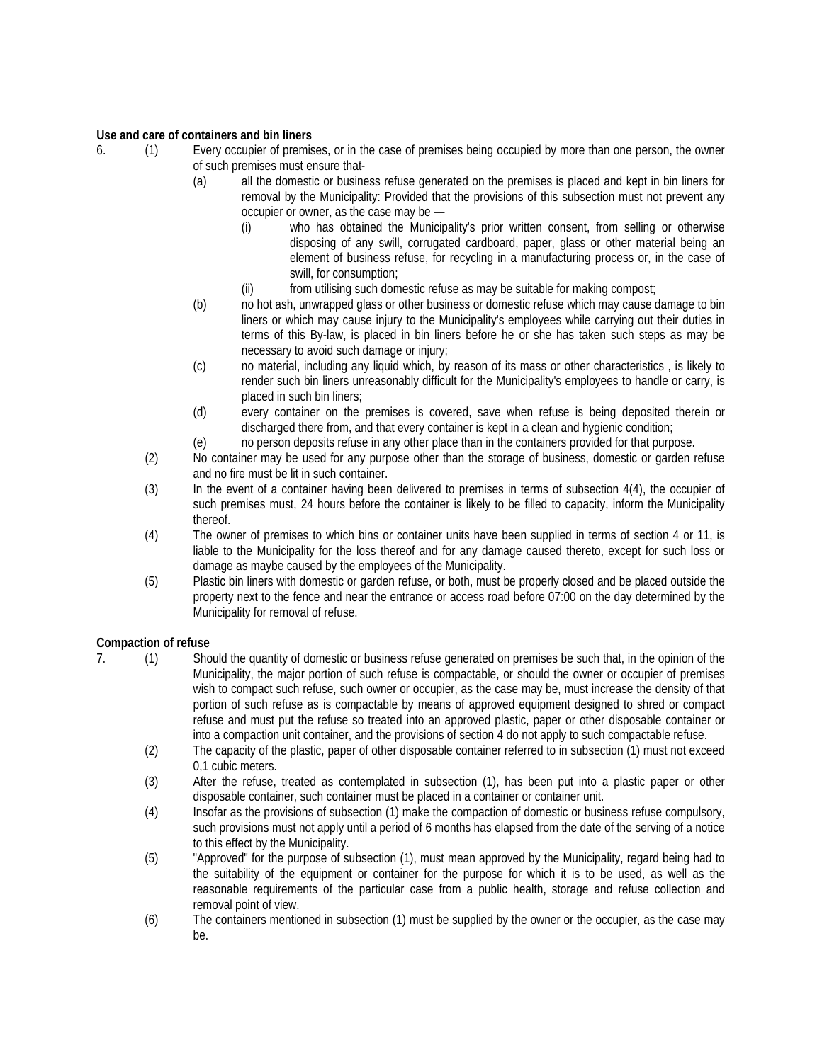**Use and care of containers and bin liners**

6. (1) Every occupier of premises, or in the case of premises being occupied by more than one person, the owner of such premises must ensure that-

   (a) all the domestic or business refuse generated on the premises is placed and kept in bin liners for removal by the Municipality: Provided that the provisions of this subsection must not prevent any occupier or owner, as the case may be —

      (i) who has obtained the Municipality's prior written consent, from selling or otherwise disposing of any swill, corrugated cardboard, paper, glass or other material being an element of business refuse, for recycling in a manufacturing process or, in the case of swill, for consumption;

      (ii) from utilising such domestic refuse as may be suitable for making compost;

   (b) no hot ash, unwrapped glass or other business or domestic refuse which may cause damage to bin liners or which may cause injury to the Municipality's employees while carrying out their duties in terms of this By-law, is placed in bin liners before he or she has taken such steps as may be necessary to avoid such damage or injury;

   (c) no material, including any liquid which, by reason of its mass or other characteristics , is likely to render such bin liners unreasonably difficult for the Municipality's employees to handle or carry, is placed in such bin liners;

   (d) every container on the premises is covered, save when refuse is being deposited therein or discharged there from, and that every container is kept in a clean and hygienic condition;

   (e) no person deposits refuse in any other place than in the containers provided for that purpose.

(2) No container may be used for any purpose other than the storage of business, domestic or garden refuse and no fire must be lit in such container.

(3) In the event of a container having been delivered to premises in terms of subsection 4(4), the occupier of such premises must, 24 hours before the container is likely to be filled to capacity, inform the Municipality thereof.

(4) The owner of premises to which bins or container units have been supplied in terms of section 4 or 11, is liable to the Municipality for the loss thereof and for any damage caused thereto, except for such loss or damage as maybe caused by the employees of the Municipality.

(5) Plastic bin liners with domestic or garden refuse, or both, must be properly closed and be placed outside the property next to the fence and near the entrance or access road before 07:00 on the day determined by the Municipality for removal of refuse.

**Compaction of refuse**

7. (1) Should the quantity of domestic or business refuse generated on premises be such that, in the opinion of the Municipality, the major portion of such refuse is compactable, or should the owner or occupier of premises wish to compact such refuse, such owner or occupier, as the case may be, must increase the density of that portion of such refuse as is compactable by means of approved equipment designed to shred or compact refuse and must put the refuse so treated into an approved plastic, paper or other disposable container or into a compaction unit container, and the provisions of section 4 do not apply to such compactable refuse.

(2) The capacity of the plastic, paper of other disposable container referred to in subsection (1) must not exceed 0,1 cubic meters.

(3) After the refuse, treated as contemplated in subsection (1), has been put into a plastic paper or other disposable container, such container must be placed in a container or container unit.

(4) Insofar as the provisions of subsection (1) make the compaction of domestic or business refuse compulsory, such provisions must not apply until a period of 6 months has elapsed from the date of the serving of a notice to this effect by the Municipality.

(5) "Approved" for the purpose of subsection (1), must mean approved by the Municipality, regard being had to the suitability of the equipment or container for the purpose for which it is to be used, as well as the reasonable requirements of the particular case from a public health, storage and refuse collection and removal point of view.

(6) The containers mentioned in subsection (1) must be supplied by the owner or the occupier, as the case may be.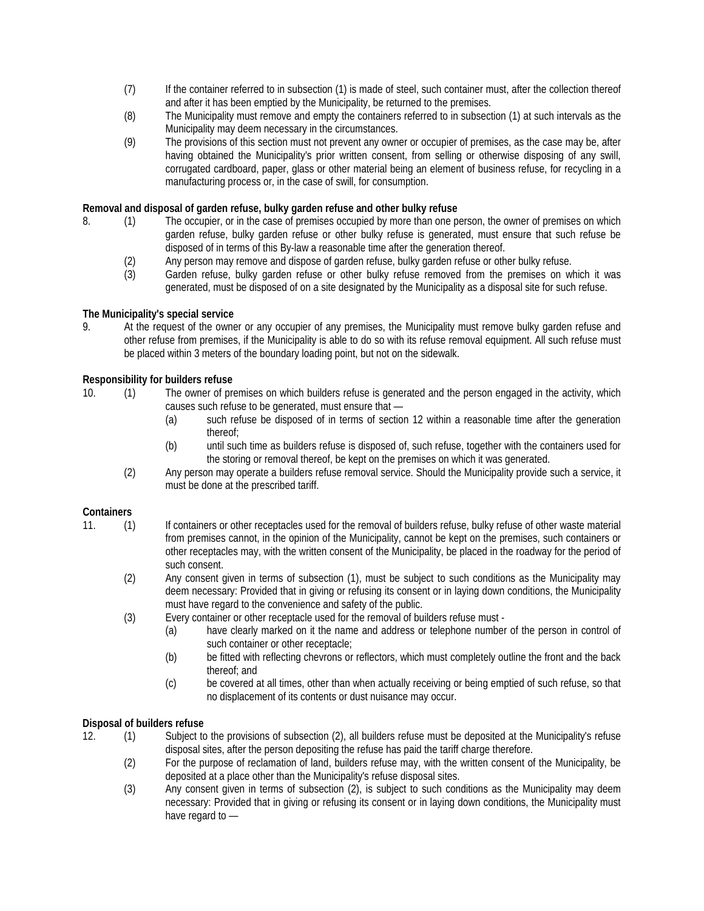(7) If the container referred to in subsection (1) is made of steel, such container must, after the collection thereof and after it has been emptied by the Municipality, be returned to the premises.

(8) The Municipality must remove and empty the containers referred to in subsection (1) at such intervals as the Municipality may deem necessary in the circumstances.

(9) The provisions of this section must not prevent any owner or occupier of premises, as the case may be, after having obtained the Municipality's prior written consent, from selling or otherwise disposing of any swill, corrugated cardboard, paper, glass or other material being an element of business refuse, for recycling in a manufacturing process or, in the case of swill, for consumption.

**Removal and disposal of garden refuse, bulky garden refuse and other bulky refuse**

8. (1) The occupier, or in the case of premises occupied by more than one person, the owner of premises on which garden refuse, bulky garden refuse or other bulky refuse is generated, must ensure that such refuse be disposed of in terms of this By-law a reasonable time after the generation thereof.

(2) Any person may remove and dispose of garden refuse, bulky garden refuse or other bulky refuse.

(3) Garden refuse, bulky garden refuse or other bulky refuse removed from the premises on which it was generated, must be disposed of on a site designated by the Municipality as a disposal site for such refuse.

**The Municipality's special service**

9. At the request of the owner or any occupier of any premises, the Municipality must remove bulky garden refuse and other refuse from premises, if the Municipality is able to do so with its refuse removal equipment. All such refuse must be placed within 3 meters of the boundary loading point, but not on the sidewalk.

**Responsibility for builders refuse**

10. (1) The owner of premises on which builders refuse is generated and the person engaged in the activity, which causes such refuse to be generated, must ensure that —

(a) such refuse be disposed of in terms of section 12 within a reasonable time after the generation thereof;

(b) until such time as builders refuse is disposed of, such refuse, together with the containers used for the storing or removal thereof, be kept on the premises on which it was generated.

(2) Any person may operate a builders refuse removal service. Should the Municipality provide such a service, it must be done at the prescribed tariff.

**Containers**

11. (1) If containers or other receptacles used for the removal of builders refuse, bulky refuse of other waste material from premises cannot, in the opinion of the Municipality, cannot be kept on the premises, such containers or other receptacles may, with the written consent of the Municipality, be placed in the roadway for the period of such consent.

(2) Any consent given in terms of subsection (1), must be subject to such conditions as the Municipality may deem necessary: Provided that in giving or refusing its consent or in laying down conditions, the Municipality must have regard to the convenience and safety of the public.

(3) Every container or other receptacle used for the removal of builders refuse must -

(a) have clearly marked on it the name and address or telephone number of the person in control of such container or other receptacle;

(b) be fitted with reflecting chevrons or reflectors, which must completely outline the front and the back thereof; and

(c) be covered at all times, other than when actually receiving or being emptied of such refuse, so that no displacement of its contents or dust nuisance may occur.

**Disposal of builders refuse**

12. (1) Subject to the provisions of subsection (2), all builders refuse must be deposited at the Municipality's refuse disposal sites, after the person depositing the refuse has paid the tariff charge therefore.

(2) For the purpose of reclamation of land, builders refuse may, with the written consent of the Municipality, be deposited at a place other than the Municipality's refuse disposal sites.

(3) Any consent given in terms of subsection (2), is subject to such conditions as the Municipality may deem necessary: Provided that in giving or refusing its consent or in laying down conditions, the Municipality must have regard to —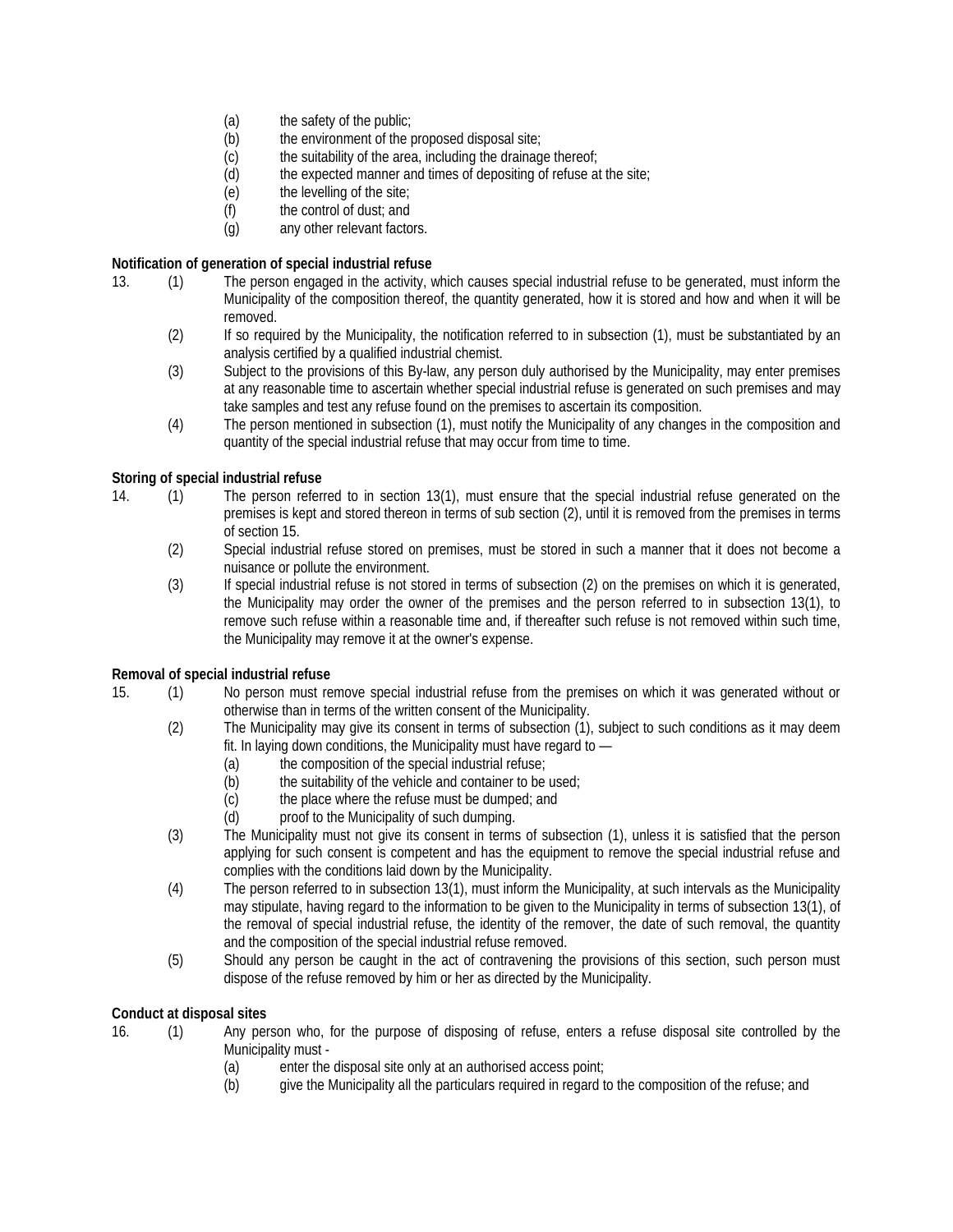(a) the safety of the public;
(b) the environment of the proposed disposal site;
(c) the suitability of the area, including the drainage thereof;
(d) the expected manner and times of depositing of refuse at the site;
(e) the levelling of the site;
(f) the control of dust; and
(g) any other relevant factors.

**Notification of generation of special industrial refuse**

13. (1) The person engaged in the activity, which causes special industrial refuse to be generated, must inform the Municipality of the composition thereof, the quantity generated, how it is stored and how and when it will be removed.

(2) If so required by the Municipality, the notification referred to in subsection (1), must be substantiated by an analysis certified by a qualified industrial chemist.

(3) Subject to the provisions of this By-law, any person duly authorised by the Municipality, may enter premises at any reasonable time to ascertain whether special industrial refuse is generated on such premises and may take samples and test any refuse found on the premises to ascertain its composition.

(4) The person mentioned in subsection (1), must notify the Municipality of any changes in the composition and quantity of the special industrial refuse that may occur from time to time.

**Storing of special industrial refuse**

14. (1) The person referred to in section 13(1), must ensure that the special industrial refuse generated on the premises is kept and stored thereon in terms of sub section (2), until it is removed from the premises in terms of section 15.

(2) Special industrial refuse stored on premises, must be stored in such a manner that it does not become a nuisance or pollute the environment.

(3) If special industrial refuse is not stored in terms of subsection (2) on the premises on which it is generated, the Municipality may order the owner of the premises and the person referred to in subsection 13(1), to remove such refuse within a reasonable time and, if thereafter such refuse is not removed within such time, the Municipality may remove it at the owner's expense.

**Removal of special industrial refuse**

15. (1) No person must remove special industrial refuse from the premises on which it was generated without or otherwise than in terms of the written consent of the Municipality.

(2) The Municipality may give its consent in terms of subsection (1), subject to such conditions as it may deem fit. In laying down conditions, the Municipality must have regard to —

(a) the composition of the special industrial refuse;
(b) the suitability of the vehicle and container to be used;
(c) the place where the refuse must be dumped; and
(d) proof to the Municipality of such dumping.

(3) The Municipality must not give its consent in terms of subsection (1), unless it is satisfied that the person applying for such consent is competent and has the equipment to remove the special industrial refuse and complies with the conditions laid down by the Municipality.

(4) The person referred to in subsection 13(1), must inform the Municipality, at such intervals as the Municipality may stipulate, having regard to the information to be given to the Municipality in terms of subsection 13(1), of the removal of special industrial refuse, the identity of the remover, the date of such removal, the quantity and the composition of the special industrial refuse removed.

(5) Should any person be caught in the act of contravening the provisions of this section, such person must dispose of the refuse removed by him or her as directed by the Municipality.

**Conduct at disposal sites**

16. (1) Any person who, for the purpose of disposing of refuse, enters a refuse disposal site controlled by the Municipality must -

(a) enter the disposal site only at an authorised access point;
(b) give the Municipality all the particulars required in regard to the composition of the refuse; and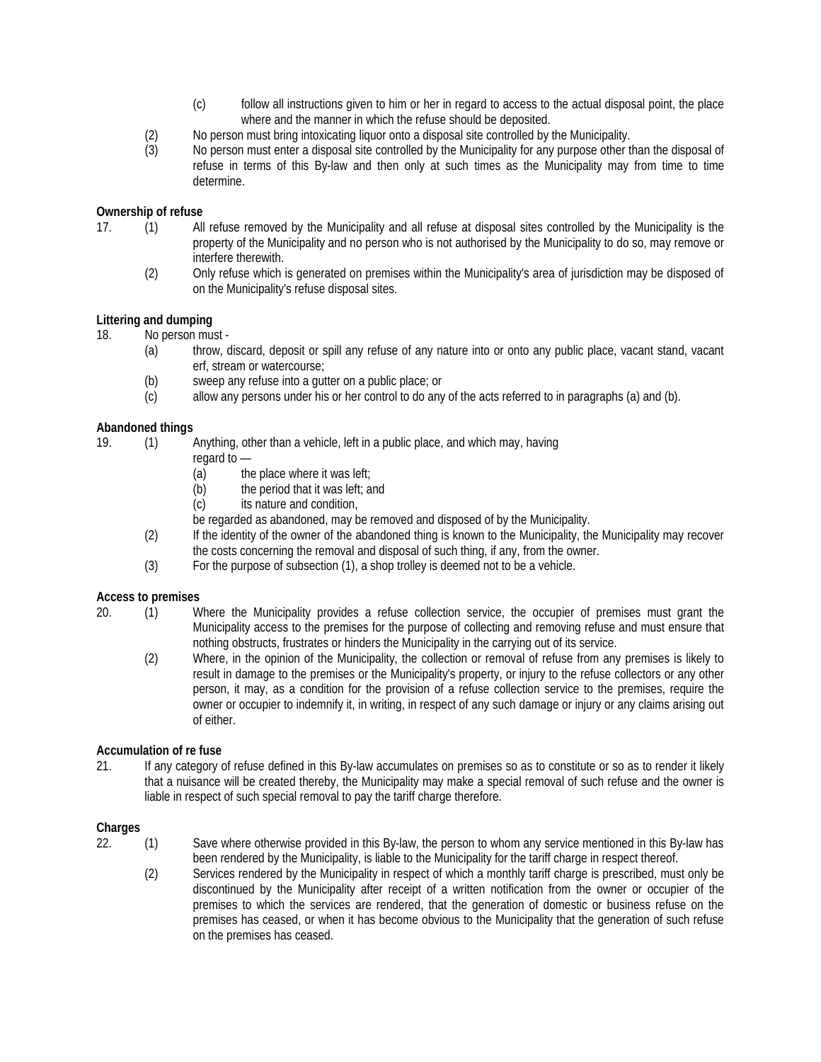(c) follow all instructions given to him or her in regard to access to the actual disposal point, the place where and the manner in which the refuse should be deposited.

(2) No person must bring intoxicating liquor onto a disposal site controlled by the Municipality.

(3) No person must enter a disposal site controlled by the Municipality for any purpose other than the disposal of refuse in terms of this By-law and then only at such times as the Municipality may from time to time determine.

**Ownership of refuse**

17. (1) All refuse removed by the Municipality and all refuse at disposal sites controlled by the Municipality is the property of the Municipality and no person who is not authorised by the Municipality to do so, may remove or interfere therewith.

(2) Only refuse which is generated on premises within the Municipality's area of jurisdiction may be disposed of on the Municipality's refuse disposal sites.

**Littering and dumping**

18. No person must -

(a) throw, discard, deposit or spill any refuse of any nature into or onto any public place, vacant stand, vacant erf, stream or watercourse;

(b) sweep any refuse into a gutter on a public place; or

(c) allow any persons under his or her control to do any of the acts referred to in paragraphs (a) and (b).

**Abandoned things**

19. (1) Anything, other than a vehicle, left in a public place, and which may, having regard to —

(a) the place where it was left;

(b) the period that it was left; and

(c) its nature and condition,

be regarded as abandoned, may be removed and disposed of by the Municipality.

(2) If the identity of the owner of the abandoned thing is known to the Municipality, the Municipality may recover the costs concerning the removal and disposal of such thing, if any, from the owner.

(3) For the purpose of subsection (1), a shop trolley is deemed not to be a vehicle.

**Access to premises**

20. (1) Where the Municipality provides a refuse collection service, the occupier of premises must grant the Municipality access to the premises for the purpose of collecting and removing refuse and must ensure that nothing obstructs, frustrates or hinders the Municipality in the carrying out of its service.

(2) Where, in the opinion of the Municipality, the collection or removal of refuse from any premises is likely to result in damage to the premises or the Municipality's property, or injury to the refuse collectors or any other person, it may, as a condition for the provision of a refuse collection service to the premises, require the owner or occupier to indemnify it, in writing, in respect of any such damage or injury or any claims arising out of either.

**Accumulation of re fuse**

21. If any category of refuse defined in this By-law accumulates on premises so as to constitute or so as to render it likely that a nuisance will be created thereby, the Municipality may make a special removal of such refuse and the owner is liable in respect of such special removal to pay the tariff charge therefore.

**Charges**

22. (1) Save where otherwise provided in this By-law, the person to whom any service mentioned in this By-law has been rendered by the Municipality, is liable to the Municipality for the tariff charge in respect thereof.

(2) Services rendered by the Municipality in respect of which a monthly tariff charge is prescribed, must only be discontinued by the Municipality after receipt of a written notification from the owner or occupier of the premises to which the services are rendered, that the generation of domestic or business refuse on the premises has ceased, or when it has become obvious to the Municipality that the generation of such refuse on the premises has ceased.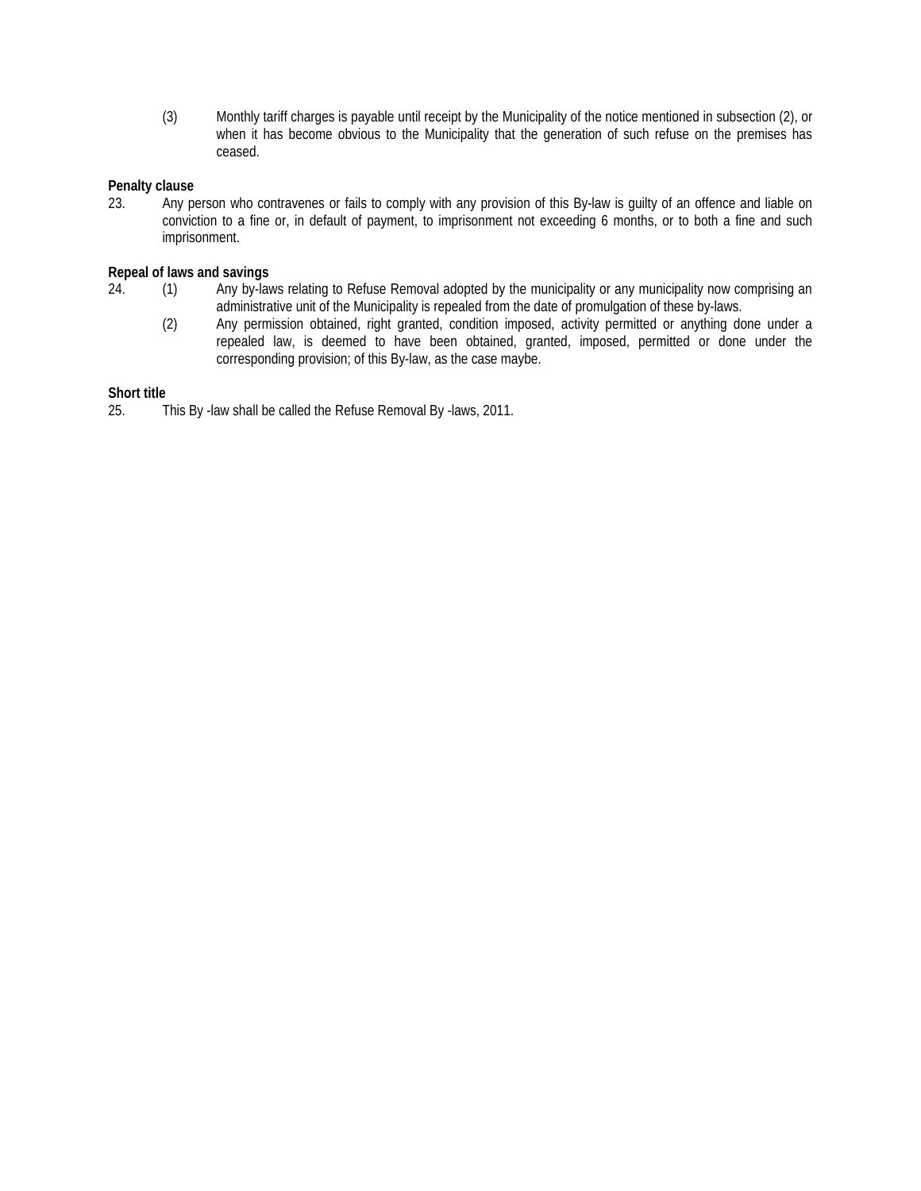(3) Monthly tariff charges is payable until receipt by the Municipality of the notice mentioned in subsection (2), or when it has become obvious to the Municipality that the generation of such refuse on the premises has ceased.

**Penalty clause**

23. Any person who contravenes or fails to comply with any provision of this By-law is guilty of an offence and liable on conviction to a fine or, in default of payment, to imprisonment not exceeding 6 months, or to both a fine and such imprisonment.

**Repeal of laws and savings**

24. (1) Any by-laws relating to Refuse Removal adopted by the municipality or any municipality now comprising an administrative unit of the Municipality is repealed from the date of promulgation of these by-laws.

(2) Any permission obtained, right granted, condition imposed, activity permitted or anything done under a repealed law, is deemed to have been obtained, granted, imposed, permitted or done under the corresponding provision; of this By-law, as the case maybe.

**Short title**

25. This By -law shall be called the Refuse Removal By -laws, 2011.